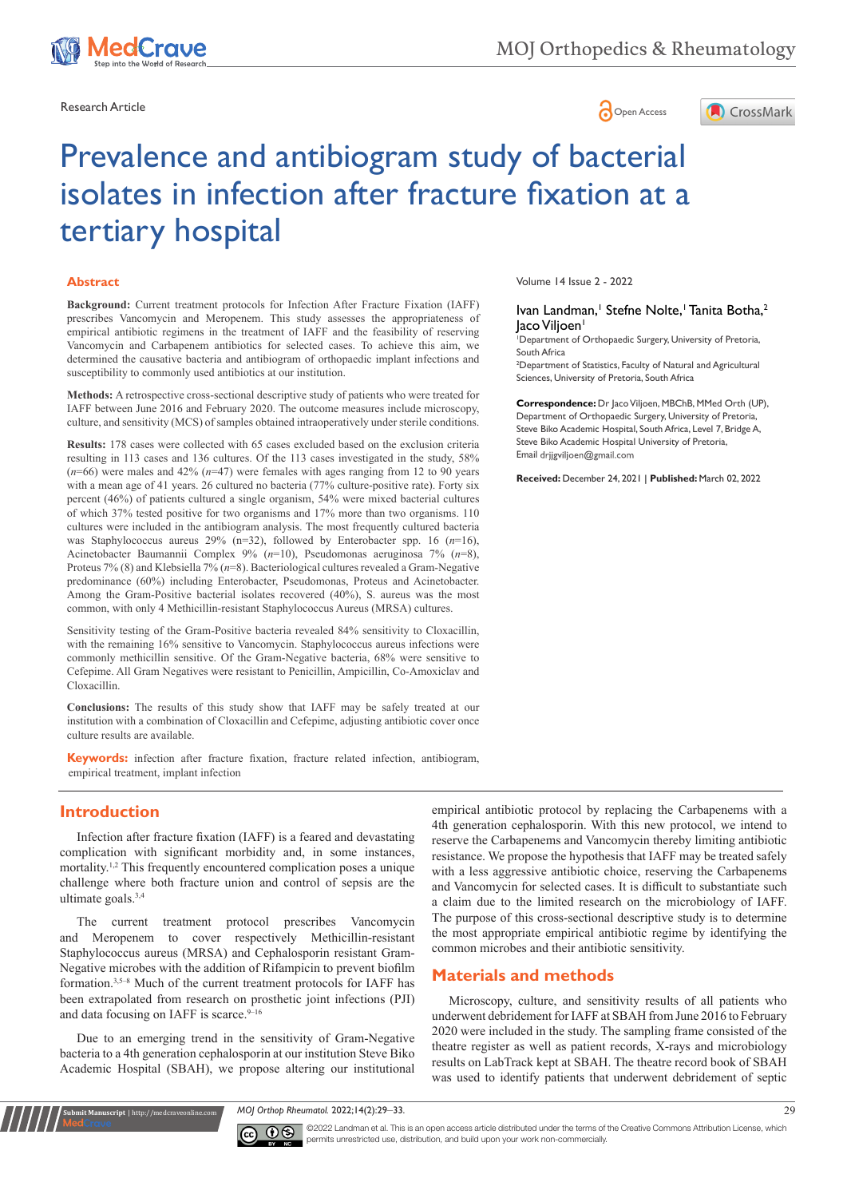Research Article

Open Access

# Prevalence and antibiogram study of bacterial isolates in infection after fracture fixation at a tertiary hospital

Volume 14 Issue 2 - 2022

Ivan Landman,[1] Stefne Nolte,[1] Tanita Botha,[2] Jaco Viljoen[1]

[1]Department of Orthopaedic Surgery, University of Pretoria, South Africa

[2]Department of Statistics, Faculty of Natural and Agricultural Sciences, University of Pretoria, South Africa

**Correspondence:** Dr Jaco Viljoen, MBChB, MMed Orth (UP), Department of Orthopaedic Surgery, University of Pretoria, Steve Biko Academic Hospital, South Africa, Level 7, Bridge A, Steve Biko Academic Hospital University of Pretoria, Email drjjgviljoen@gmail.com

**Received:** December 24, 2021 | **Published:** March 02, 2022

## Abstract

**Background:** Current treatment protocols for Infection After Fracture Fixation (IAFF) prescribes Vancomycin and Meropenem. This study assesses the appropriateness of empirical antibiotic regimens in the treatment of IAFF and the feasibility of reserving Vancomycin and Carbapenem antibiotics for selected cases. To achieve this aim, we determined the causative bacteria and antibiogram of orthopaedic implant infections and susceptibility to commonly used antibiotics at our institution.

**Methods:** A retrospective cross-sectional descriptive study of patients who were treated for IAFF between June 2016 and February 2020. The outcome measures include microscopy, culture, and sensitivity (MCS) of samples obtained intraoperatively under sterile conditions.

**Results:** 178 cases were collected with 65 cases excluded based on the exclusion criteria resulting in 113 cases and 136 cultures. Of the 113 cases investigated in the study, 58% (*n*=66) were males and 42% (*n*=47) were females with ages ranging from 12 to 90 years with a mean age of 41 years. 26 cultured no bacteria (77% culture-positive rate). Forty six percent (46%) of patients cultured a single organism, 54% were mixed bacterial cultures of which 37% tested positive for two organisms and 17% more than two organisms. 110 cultures were included in the antibiogram analysis. The most frequently cultured bacteria was Staphylococcus aureus 29% (n=32), followed by Enterobacter spp. 16 (*n*=16), Acinetobacter Baumannii Complex 9% (*n*=10), Pseudomonas aeruginosa 7% (*n*=8), Proteus 7% (8) and Klebsiella 7% (*n*=8). Bacteriological cultures revealed a Gram-Negative predominance (60%) including Enterobacter, Pseudomonas, Proteus and Acinetobacter. Among the Gram-Positive bacterial isolates recovered (40%), S. aureus was the most common, with only 4 Methicillin-resistant Staphylococcus Aureus (MRSA) cultures.

Sensitivity testing of the Gram-Positive bacteria revealed 84% sensitivity to Cloxacillin, with the remaining 16% sensitive to Vancomycin. Staphylococcus aureus infections were commonly methicillin sensitive. Of the Gram-Negative bacteria, 68% were sensitive to Cefepime. All Gram Negatives were resistant to Penicillin, Ampicillin, Co-Amoxiclav and Cloxacillin.

**Conclusions:** The results of this study show that IAFF may be safely treated at our institution with a combination of Cloxacillin and Cefepime, adjusting antibiotic cover once culture results are available.

**Keywords:** infection after fracture fixation, fracture related infection, antibiogram, empirical treatment, implant infection

## Introduction

Infection after fracture fixation (IAFF) is a feared and devastating complication with significant morbidity and, in some instances, mortality.[1,2] This frequently encountered complication poses a unique challenge where both fracture union and control of sepsis are the ultimate goals.[3,4]

The current treatment protocol prescribes Vancomycin and Meropenem to cover respectively Methicillin-resistant Staphylococcus aureus (MRSA) and Cephalosporin resistant Gram-Negative microbes with the addition of Rifampicin to prevent biofilm formation.[3,5–8] Much of the current treatment protocols for IAFF has been extrapolated from research on prosthetic joint infections (PJI) and data focusing on IAFF is scarce.[9–16]

Due to an emerging trend in the sensitivity of Gram-Negative bacteria to a 4th generation cephalosporin at our institution Steve Biko Academic Hospital (SBAH), we propose altering our institutional empirical antibiotic protocol by replacing the Carbapenems with a 4th generation cephalosporin. With this new protocol, we intend to reserve the Carbapenems and Vancomycin thereby limiting antibiotic resistance. We propose the hypothesis that IAFF may be treated safely with a less aggressive antibiotic choice, reserving the Carbapenems and Vancomycin for selected cases. It is difficult to substantiate such a claim due to the limited research on the microbiology of IAFF. The purpose of this cross-sectional descriptive study is to determine the most appropriate empirical antibiotic regime by identifying the common microbes and their antibiotic sensitivity.

## Materials and methods

Microscopy, culture, and sensitivity results of all patients who underwent debridement for IAFF at SBAH from June 2016 to February 2020 were included in the study. The sampling frame consisted of the theatre register as well as patient records, X-rays and microbiology results on LabTrack kept at SBAH. The theatre record book of SBAH was used to identify patients that underwent debridement of septic

©2022 Landman et al. This is an open access article distributed under the terms of the Creative Commons Attribution License, which permits unrestricted use, distribution, and build upon your work non-commercially.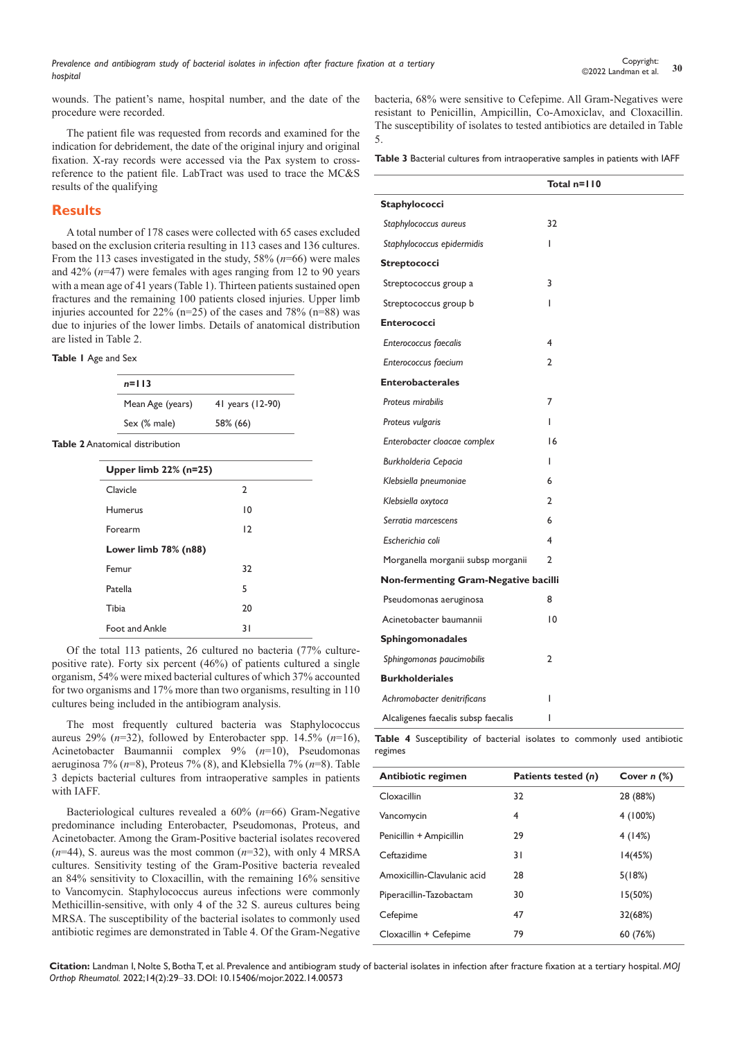wounds. The patient's name, hospital number, and the date of the procedure were recorded.

The patient file was requested from records and examined for the indication for debridement, the date of the original injury and original fixation. X-ray records were accessed via the Pax system to cross-reference to the patient file. LabTract was used to trace the MC&S results of the qualifying

## Results

A total number of 178 cases were collected with 65 cases excluded based on the exclusion criteria resulting in 113 cases and 136 cultures. From the 113 cases investigated in the study, 58% (*n*=66) were males and 42% (*n*=47) were females with ages ranging from 12 to 90 years with a mean age of 41 years (Table 1). Thirteen patients sustained open fractures and the remaining 100 patients closed injuries. Upper limb injuries accounted for 22% (n=25) of the cases and 78% (n=88) was due to injuries of the lower limbs. Details of anatomical distribution are listed in Table 2.

**Table 1** Age and Sex

| *n*=113 | |
|---|---|
| Mean Age (years) | 41 years (12-90) |
| Sex (% male) | 58% (66) |

**Table 2** Anatomical distribution

| **Upper limb 22% (n=25)** | |
|---|---|
| Clavicle | 2 |
| Humerus | 10 |
| Forearm | 12 |
| **Lower limb 78% (n88)** | |
| Femur | 32 |
| Patella | 5 |
| Tibia | 20 |
| Foot and Ankle | 31 |

Of the total 113 patients, 26 cultured no bacteria (77% culture-positive rate). Forty six percent (46%) of patients cultured a single organism, 54% were mixed bacterial cultures of which 37% accounted for two organisms and 17% more than two organisms, resulting in 110 cultures being included in the antibiogram analysis.

The most frequently cultured bacteria was Staphylococcus aureus 29% (*n*=32), followed by Enterobacter spp. 14.5% (*n*=16), Acinetobacter Baumannii complex 9% (*n*=10), Pseudomonas aeruginosa 7% (*n*=8), Proteus 7% (8), and Klebsiella 7% (*n*=8). Table 3 depicts bacterial cultures from intraoperative samples in patients with IAFF.

Bacteriological cultures revealed a 60% (*n*=66) Gram-Negative predominance including Enterobacter, Pseudomonas, Proteus, and Acinetobacter. Among the Gram-Positive bacterial isolates recovered (*n*=44), S. aureus was the most common (*n*=32), with only 4 MRSA cultures. Sensitivity testing of the Gram-Positive bacteria revealed an 84% sensitivity to Cloxacillin, with the remaining 16% sensitive to Vancomycin. Staphylococcus aureus infections were commonly Methicillin-sensitive, with only 4 of the 32 S. aureus cultures being MRSA. The susceptibility of the bacterial isolates to commonly used antibiotic regimes are demonstrated in Table 4. Of the Gram-Negative bacteria, 68% were sensitive to Cefepime. All Gram-Negatives were resistant to Penicillin, Ampicillin, Co-Amoxiclav, and Cloxacillin. The susceptibility of isolates to tested antibiotics are detailed in Table 5.

**Table 3** Bacterial cultures from intraoperative samples in patients with IAFF

| | **Total n=110** |
|---|---|
| **Staphylococci** | |
| *Staphylococcus aureus* | 32 |
| *Staphylococcus epidermidis* | 1 |
| **Streptococci** | |
| Streptococcus group a | 3 |
| Streptococcus group b | 1 |
| **Enterococci** | |
| *Enterococcus faecalis* | 4 |
| *Enterococcus faecium* | 2 |
| **Enterobacterales** | |
| *Proteus mirabilis* | 7 |
| *Proteus vulgaris* | 1 |
| *Enterobacter cloacae complex* | 16 |
| *Burkholderia Cepacia* | 1 |
| *Klebsiella pneumoniae* | 6 |
| *Klebsiella oxytoca* | 2 |
| *Serratia marcescens* | 6 |
| *Escherichia coli* | 4 |
| Morganella morganii subsp morganii | 2 |
| **Non-fermenting Gram-Negative bacilli** | |
| Pseudomonas aeruginosa | 8 |
| Acinetobacter baumannii | 10 |
| **Sphingomonadales** | |
| *Sphingomonas paucimobilis* | 2 |
| **Burkholderiales** | |
| *Achromobacter denitrificans* | 1 |
| Alcaligenes faecalis subsp faecalis | 1 |

**Table 4** Susceptibility of bacterial isolates to commonly used antibiotic regimes

| **Antibiotic regimen** | **Patients tested (*n*)** | **Cover *n* (%)** |
|---|---|---|
| Cloxacillin | 32 | 28 (88%) |
| Vancomycin | 4 | 4 (100%) |
| Penicillin + Ampicillin | 29 | 4 (14%) |
| Ceftazidime | 31 | 14(45%) |
| Amoxicillin-Clavulanic acid | 28 | 5(18%) |
| Piperacillin-Tazobactam | 30 | 15(50%) |
| Cefepime | 47 | 32(68%) |
| Cloxacillin + Cefepime | 79 | 60 (76%) |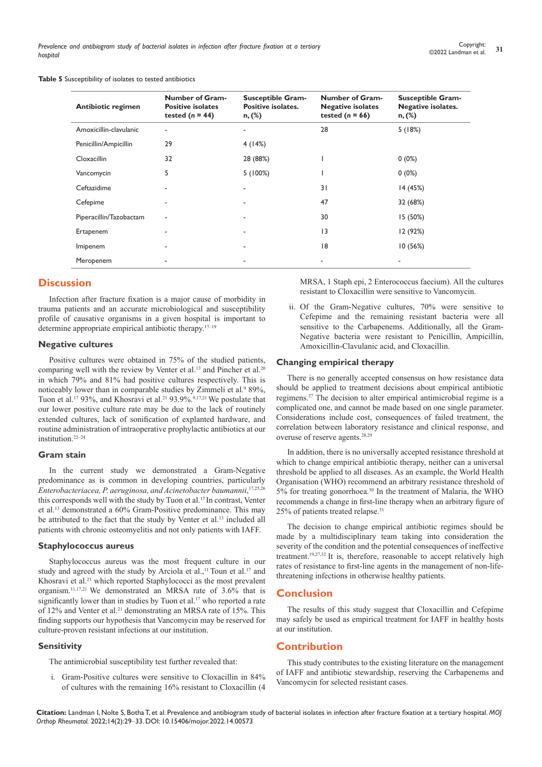**Table 5** Susceptibility of isolates to tested antibiotics

| Antibiotic regimen | Number of Gram-Positive isolates tested (*n* = 44) | Susceptible Gram-Positive isolates. n, (%) | Number of Gram-Negative isolates tested (*n* = 66) | Susceptible Gram-Negative isolates. n, (%) |
|---|---|---|---|---|
| Amoxicillin-clavulanic | - | - | 28 | 5 (18%) |
| Penicillin/Ampicillin | 29 | 4 (14%) | | |
| Cloxacillin | 32 | 28 (88%) | 1 | 0 (0%) |
| Vancomycin | 5 | 5 (100%) | 1 | 0 (0%) |
| Ceftazidime | - | - | 31 | 14 (45%) |
| Cefepime | - | - | 47 | 32 (68%) |
| Piperacillin/Tazobactam | - | - | 30 | 15 (50%) |
| Ertapenem | - | - | 13 | 12 (92%) |
| Imipenem | - | - | 18 | 10 (56%) |
| Meropenem | - | - | - | - |

## Discussion

Infection after fracture fixation is a major cause of morbidity in trauma patients and an accurate microbiological and susceptibility profile of causative organisms in a given hospital is important to determine appropriate empirical antibiotic therapy.[17–19]

### Negative cultures

Positive cultures were obtained in 75% of the studied patients, comparing well with the review by Venter et al.[13] and Pincher et al.[20] in which 79% and 81% had positive cultures respectively. This is noticeably lower than in comparable studies by Zimmeli et al.[9] 89%, Tuon et al.[17] 93%, and Khosravi et al.[21] 93.9%.[9,17,21] We postulate that our lower positive culture rate may be due to the lack of routinely extended cultures, lack of sonification of explanted hardware, and routine administration of intraoperative prophylactic antibiotics at our institution.[22–24]

### Gram stain

In the current study we demonstrated a Gram-Negative predominance as is common in developing countries, particularly *Enterobacteriacea, P. aeruginosa, and Acinetobacter baumannii*,[17,25,26] this corresponds well with the study by Tuon et al.[17] In contrast, Venter et al.[13] demonstrated a 60% Gram-Positive predominance. This may be attributed to the fact that the study by Venter et al.[13] included all patients with chronic osteomyelitis and not only patients with IAFF.

### Staphylococcus aureus

Staphylococcus aureus was the most frequent culture in our study and agreed with the study by Arciola et al.,[11] Toun et al.[17] and Khosravi et al.[21] which reported Staphylococci as the most prevalent organism.[11,17,21] We demonstrated an MRSA rate of 3.6% that is significantly lower than in studies by Tuon et al.[17] who reported a rate of 12% and Venter et al.[21] demonstrating an MRSA rate of 15%. This finding supports our hypothesis that Vancomycin may be reserved for culture-proven resistant infections at our institution.

### Sensitivity

The antimicrobial susceptibility test further revealed that:

i. Gram-Positive cultures were sensitive to Cloxacillin in 84% of cultures with the remaining 16% resistant to Cloxacillin (4 MRSA, 1 Staph epi, 2 Enterococcus faecium). All the cultures resistant to Cloxacillin were sensitive to Vancomycin.

ii. Of the Gram-Negative cultures, 70% were sensitive to Cefepime and the remaining resistant bacteria were all sensitive to the Carbapenems. Additionally, all the Gram-Negative bacteria were resistant to Penicillin, Ampicillin, Amoxicillin-Clavulanic acid, and Cloxacillin.

### Changing empirical therapy

There is no generally accepted consensus on how resistance data should be applied to treatment decisions about empirical antibiotic regimens.[27] The decision to alter empirical antimicrobial regime is a complicated one, and cannot be made based on one single parameter. Considerations include cost, consequences of failed treatment, the correlation between laboratory resistance and clinical response, and overuse of reserve agents.[28,29]

In addition, there is no universally accepted resistance threshold at which to change empirical antibiotic therapy, neither can a universal threshold be applied to all diseases. As an example, the World Health Organisation (WHO) recommend an arbitrary resistance threshold of 5% for treating gonorrhoea.[30] In the treatment of Malaria, the WHO recommends a change in first-line therapy when an arbitrary figure of 25% of patients treated relapse.[31]

The decision to change empirical antibiotic regimes should be made by a multidisciplinary team taking into consideration the severity of the condition and the potential consequences of ineffective treatment.[19,27,32] It is, therefore, reasonable to accept relatively high rates of resistance to first-line agents in the management of non-life-threatening infections in otherwise healthy patients.

## Conclusion

The results of this study suggest that Cloxacillin and Cefepime may safely be used as empirical treatment for IAFF in healthy hosts at our institution.

## Contribution

This study contributes to the existing literature on the management of IAFF and antibiotic stewardship, reserving the Carbapenems and Vancomycin for selected resistant cases.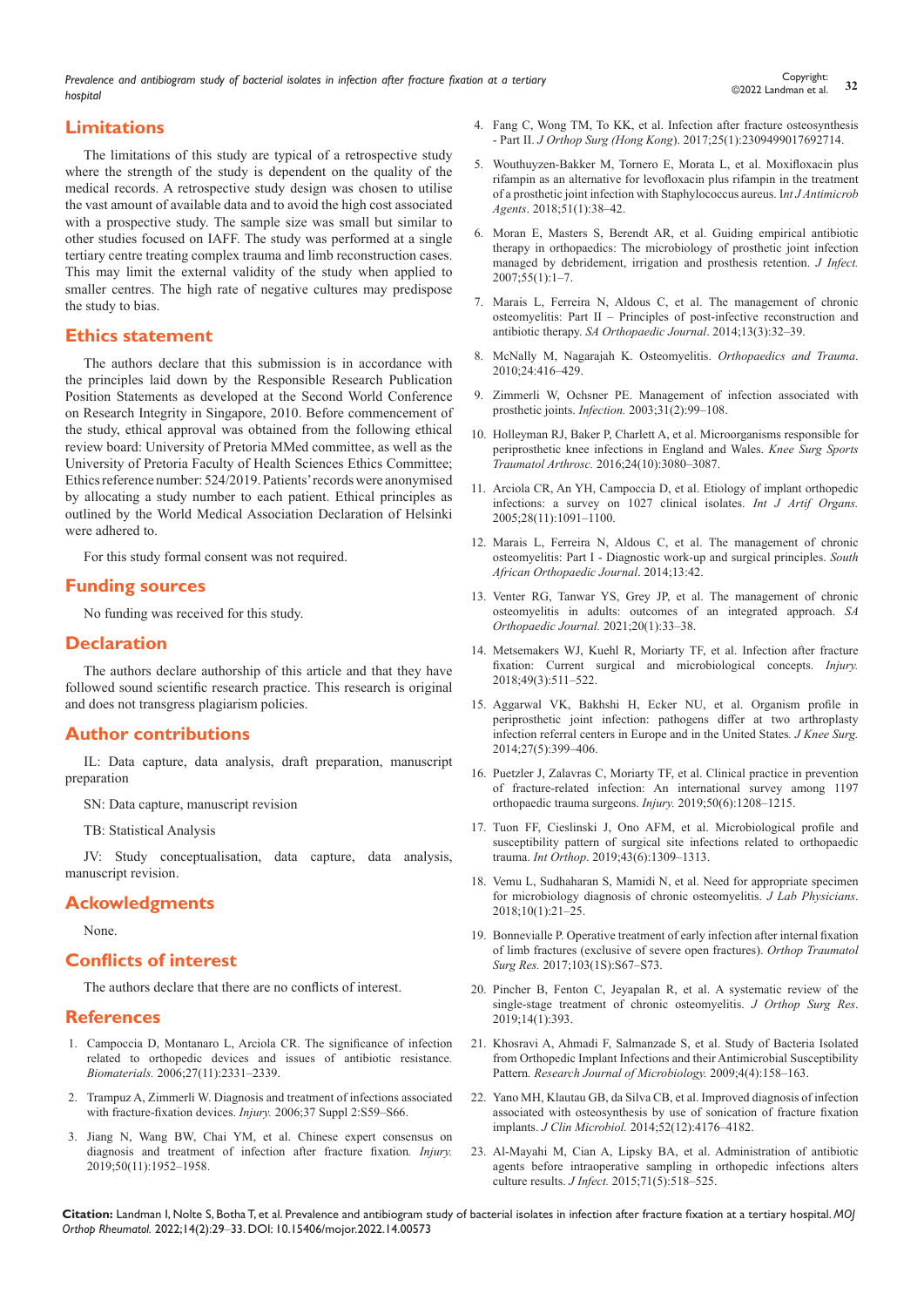## Limitations

The limitations of this study are typical of a retrospective study where the strength of the study is dependent on the quality of the medical records. A retrospective study design was chosen to utilise the vast amount of available data and to avoid the high cost associated with a prospective study. The sample size was small but similar to other studies focused on IAFF. The study was performed at a single tertiary centre treating complex trauma and limb reconstruction cases. This may limit the external validity of the study when applied to smaller centres. The high rate of negative cultures may predispose the study to bias.

## Ethics statement

The authors declare that this submission is in accordance with the principles laid down by the Responsible Research Publication Position Statements as developed at the Second World Conference on Research Integrity in Singapore, 2010. Before commencement of the study, ethical approval was obtained from the following ethical review board: University of Pretoria MMed committee, as well as the University of Pretoria Faculty of Health Sciences Ethics Committee; Ethics reference number: 524/2019. Patients' records were anonymised by allocating a study number to each patient. Ethical principles as outlined by the World Medical Association Declaration of Helsinki were adhered to.

For this study formal consent was not required.

## Funding sources

No funding was received for this study.

## Declaration

The authors declare authorship of this article and that they have followed sound scientific research practice. This research is original and does not transgress plagiarism policies.

## Author contributions

IL: Data capture, data analysis, draft preparation, manuscript preparation

SN: Data capture, manuscript revision

TB: Statistical Analysis

JV: Study conceptualisation, data capture, data analysis, manuscript revision.

## Ackowledgments

None.

## Conflicts of interest

The authors declare that there are no conflicts of interest.

## References

1. Campoccia D, Montanaro L, Arciola CR. The significance of infection related to orthopedic devices and issues of antibiotic resistance. *Biomaterials.* 2006;27(11):2331–2339.
2. Trampuz A, Zimmerli W. Diagnosis and treatment of infections associated with fracture-fixation devices. *Injury.* 2006;37 Suppl 2:S59–S66.
3. Jiang N, Wang BW, Chai YM, et al. Chinese expert consensus on diagnosis and treatment of infection after fracture fixation. *Injury.* 2019;50(11):1952–1958.
4. Fang C, Wong TM, To KK, et al. Infection after fracture osteosynthesis - Part II. *J Orthop Surg (Hong Kong)*. 2017;25(1):2309499017692714.
5. Wouthuyzen-Bakker M, Tornero E, Morata L, et al. Moxifloxacin plus rifampin as an alternative for levofloxacin plus rifampin in the treatment of a prosthetic joint infection with Staphylococcus aureus. I*nt J Antimicrob Agents*. 2018;51(1):38–42.
6. Moran E, Masters S, Berendt AR, et al. Guiding empirical antibiotic therapy in orthopaedics: The microbiology of prosthetic joint infection managed by debridement, irrigation and prosthesis retention. *J Infect.* 2007;55(1):1–7.
7. Marais L, Ferreira N, Aldous C, et al. The management of chronic osteomyelitis: Part II – Principles of post-infective reconstruction and antibiotic therapy. *SA Orthopaedic Journal*. 2014;13(3):32–39.
8. McNally M, Nagarajah K. Osteomyelitis. *Orthopaedics and Trauma*. 2010;24:416–429.
9. Zimmerli W, Ochsner PE. Management of infection associated with prosthetic joints. *Infection.* 2003;31(2):99–108.
10. Holleyman RJ, Baker P, Charlett A, et al. Microorganisms responsible for periprosthetic knee infections in England and Wales. *Knee Surg Sports Traumatol Arthrosc.* 2016;24(10):3080–3087.
11. Arciola CR, An YH, Campoccia D, et al. Etiology of implant orthopedic infections: a survey on 1027 clinical isolates. *Int J Artif Organs.* 2005;28(11):1091–1100.
12. Marais L, Ferreira N, Aldous C, et al. The management of chronic osteomyelitis: Part I - Diagnostic work-up and surgical principles. *South African Orthopaedic Journal*. 2014;13:42.
13. Venter RG, Tanwar YS, Grey JP, et al. The management of chronic osteomyelitis in adults: outcomes of an integrated approach. *SA Orthopaedic Journal.* 2021;20(1):33–38.
14. Metsemakers WJ, Kuehl R, Moriarty TF, et al. Infection after fracture fixation: Current surgical and microbiological concepts. *Injury.* 2018;49(3):511–522.
15. Aggarwal VK, Bakhshi H, Ecker NU, et al. Organism profile in periprosthetic joint infection: pathogens differ at two arthroplasty infection referral centers in Europe and in the United States. *J Knee Surg.* 2014;27(5):399–406.
16. Puetzler J, Zalavras C, Moriarty TF, et al. Clinical practice in prevention of fracture-related infection: An international survey among 1197 orthopaedic trauma surgeons. *Injury.* 2019;50(6):1208–1215.
17. Tuon FF, Cieslinski J, Ono AFM, et al. Microbiological profile and susceptibility pattern of surgical site infections related to orthopaedic trauma. *Int Orthop*. 2019;43(6):1309–1313.
18. Vemu L, Sudhaharan S, Mamidi N, et al. Need for appropriate specimen for microbiology diagnosis of chronic osteomyelitis. *J Lab Physicians*. 2018;10(1):21–25.
19. Bonnevialle P. Operative treatment of early infection after internal fixation of limb fractures (exclusive of severe open fractures). *Orthop Traumatol Surg Res.* 2017;103(1S):S67–S73.
20. Pincher B, Fenton C, Jeyapalan R, et al. A systematic review of the single-stage treatment of chronic osteomyelitis. *J Orthop Surg Res*. 2019;14(1):393.
21. Khosravi A, Ahmadi F, Salmanzade S, et al. Study of Bacteria Isolated from Orthopedic Implant Infections and their Antimicrobial Susceptibility Pattern. *Research Journal of Microbiology.* 2009;4(4):158–163.
22. Yano MH, Klautau GB, da Silva CB, et al. Improved diagnosis of infection associated with osteosynthesis by use of sonication of fracture fixation implants. *J Clin Microbiol.* 2014;52(12):4176–4182.
23. Al-Mayahi M, Cian A, Lipsky BA, et al. Administration of antibiotic agents before intraoperative sampling in orthopedic infections alters culture results. *J Infect.* 2015;71(5):518–525.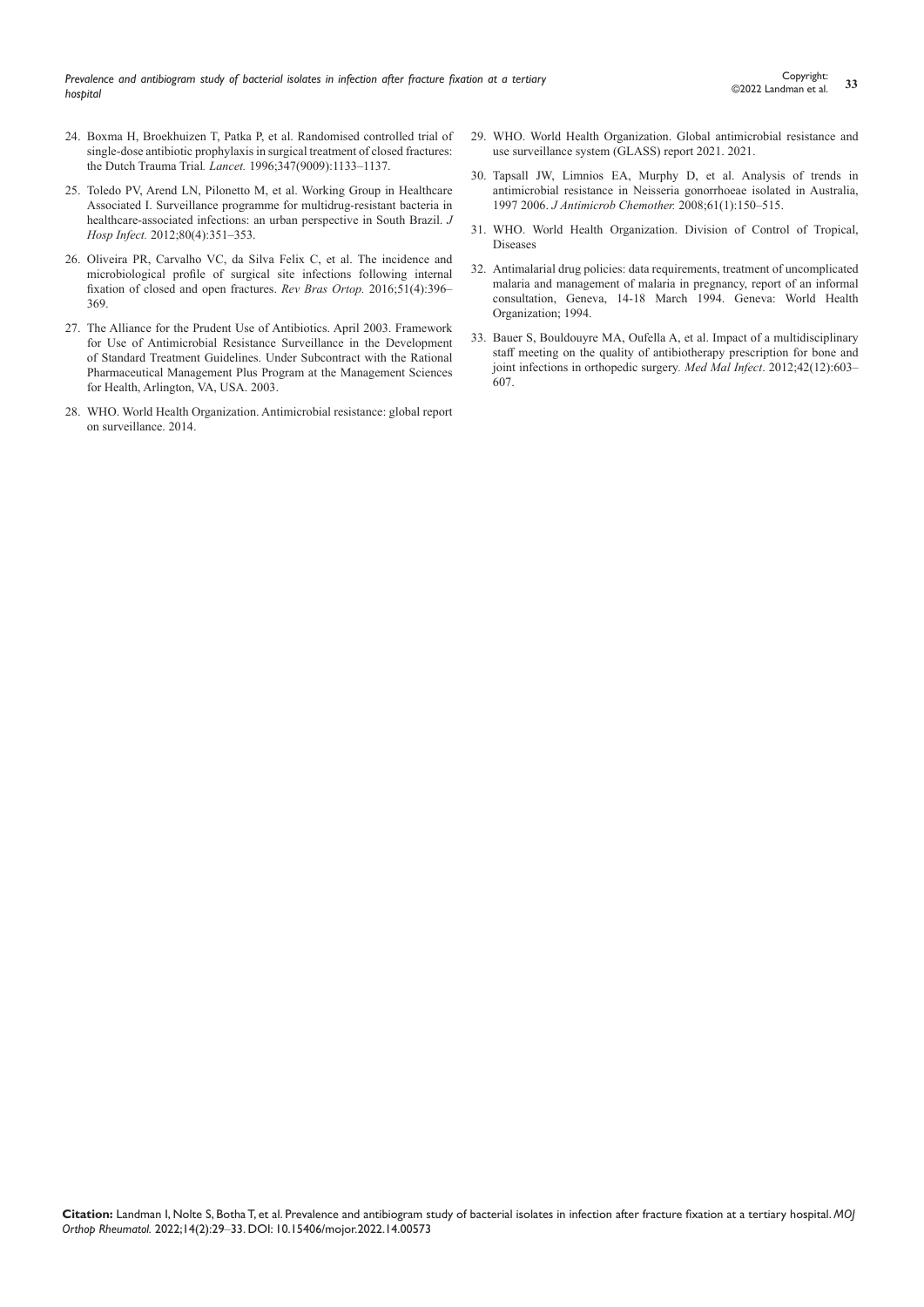24. Boxma H, Broekhuizen T, Patka P, et al. Randomised controlled trial of single-dose antibiotic prophylaxis in surgical treatment of closed fractures: the Dutch Trauma Trial. *Lancet.* 1996;347(9009):1133–1137.

25. Toledo PV, Arend LN, Pilonetto M, et al. Working Group in Healthcare Associated I. Surveillance programme for multidrug-resistant bacteria in healthcare-associated infections: an urban perspective in South Brazil. *J Hosp Infect.* 2012;80(4):351–353.

26. Oliveira PR, Carvalho VC, da Silva Felix C, et al. The incidence and microbiological profile of surgical site infections following internal fixation of closed and open fractures. *Rev Bras Ortop.* 2016;51(4):396–369.

27. The Alliance for the Prudent Use of Antibiotics. April 2003. Framework for Use of Antimicrobial Resistance Surveillance in the Development of Standard Treatment Guidelines. Under Subcontract with the Rational Pharmaceutical Management Plus Program at the Management Sciences for Health, Arlington, VA, USA. 2003.

28. WHO. World Health Organization. Antimicrobial resistance: global report on surveillance. 2014.

29. WHO. World Health Organization. Global antimicrobial resistance and use surveillance system (GLASS) report 2021. 2021.

30. Tapsall JW, Limnios EA, Murphy D, et al. Analysis of trends in antimicrobial resistance in Neisseria gonorrhoeae isolated in Australia, 1997 2006. *J Antimicrob Chemother.* 2008;61(1):150–515.

31. WHO. World Health Organization. Division of Control of Tropical, Diseases

32. Antimalarial drug policies: data requirements, treatment of uncomplicated malaria and management of malaria in pregnancy, report of an informal consultation, Geneva, 14-18 March 1994. Geneva: World Health Organization; 1994.

33. Bauer S, Bouldouyre MA, Oufella A, et al. Impact of a multidisciplinary staff meeting on the quality of antibiotherapy prescription for bone and joint infections in orthopedic surgery. *Med Mal Infect*. 2012;42(12):603–607.